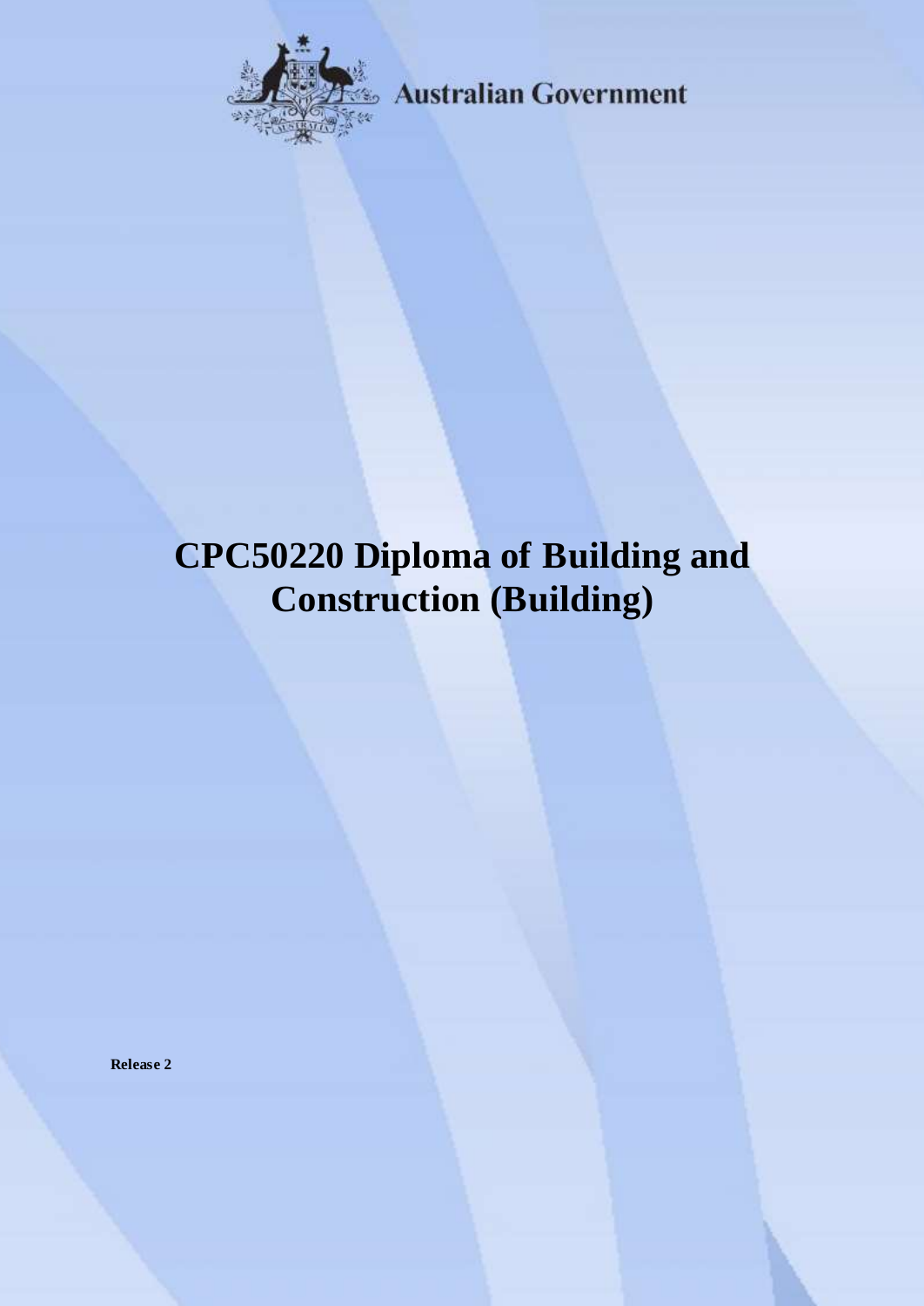Australian Government

# CPC50220 Diploma of Building and Construction (Building)

**Release 2**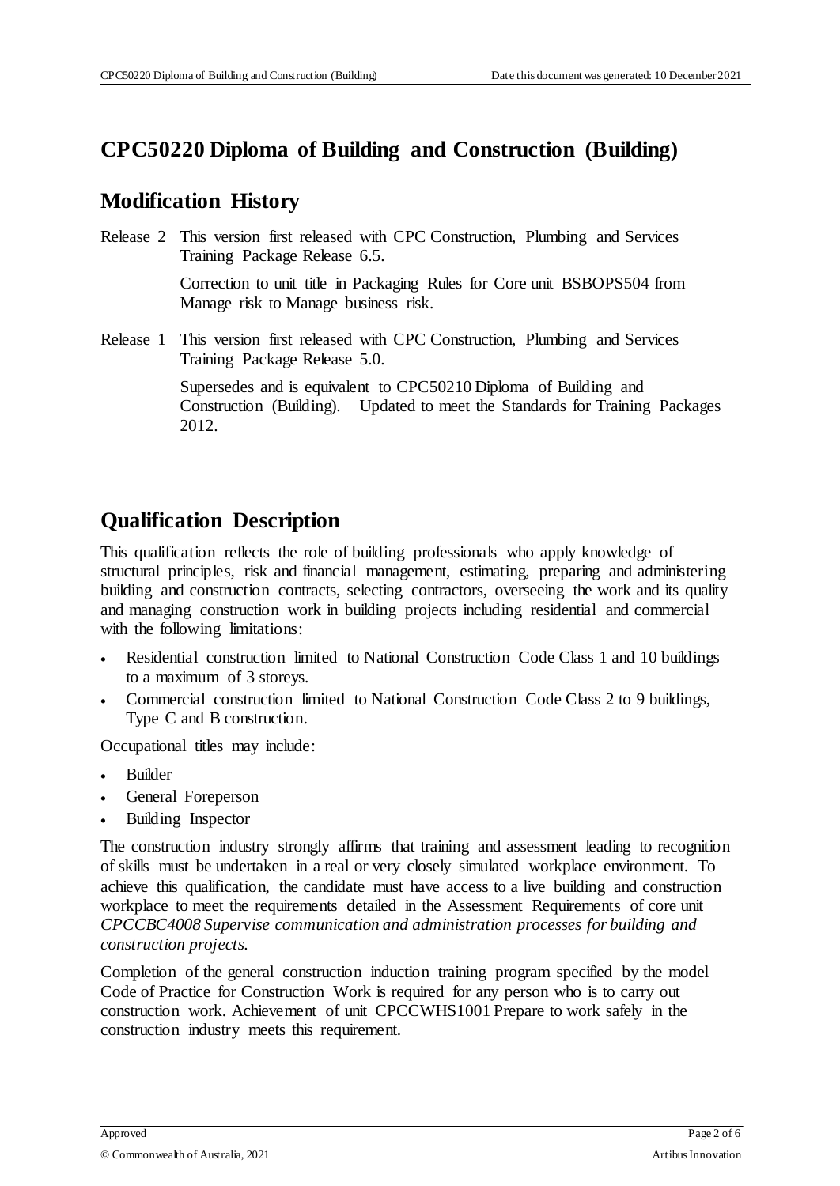# CPC50220 Diploma of Building and Construction (Building)

## Modification History

Release 2 This version first released with CPC Construction, Plumbing and Services Training Package Release 6.5.

Correction to unit title in Packaging Rules for Core unit BSBOPS504 from Manage risk to Manage business risk.

Release 1 This version first released with CPC Construction, Plumbing and Services Training Package Release 5.0.

Supersedes and is equivalent to CPC50210 Diploma of Building and Construction (Building). Updated to meet the Standards for Training Packages 2012.

## Qualification Description

This qualification reflects the role of building professionals who apply knowledge of structural principles, risk and financial management, estimating, preparing and administering building and construction contracts, selecting contractors, overseeing the work and its quality and managing construction work in building projects including residential and commercial with the following limitations:

- Residential construction limited to National Construction Code Class 1 and 10 buildings to a maximum of 3 storeys.
- Commercial construction limited to National Construction Code Class 2 to 9 buildings, Type C and B construction.

Occupational titles may include:

- Builder
- General Foreperson
- Building Inspector

The construction industry strongly affirms that training and assessment leading to recognition of skills must be undertaken in a real or very closely simulated workplace environment. To achieve this qualification, the candidate must have access to a live building and construction workplace to meet the requirements detailed in the Assessment Requirements of core unit *CPCCBC4008 Supervise communication and administration processes for building and construction projects.*

Completion of the general construction induction training program specified by the model Code of Practice for Construction Work is required for any person who is to carry out construction work. Achievement of unit CPCCWHS1001 Prepare to work safely in the construction industry meets this requirement.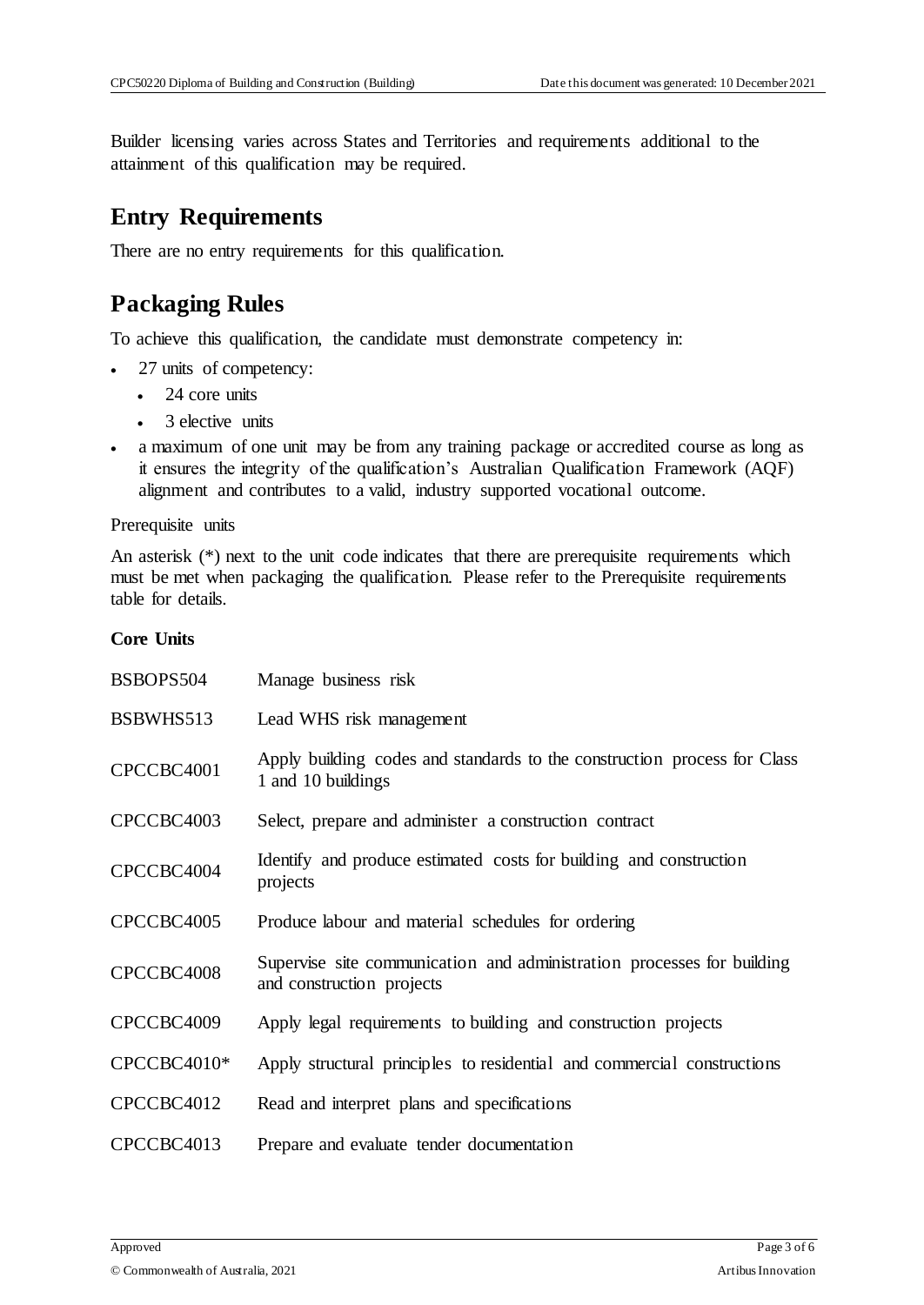Builder licensing varies across States and Territories and requirements additional to the attainment of this qualification may be required.

## Entry Requirements

There are no entry requirements for this qualification.

## Packaging Rules

To achieve this qualification, the candidate must demonstrate competency in:

- 27 units of competency:
  - 24 core units
  - 3 elective units
- a maximum of one unit may be from any training package or accredited course as long as it ensures the integrity of the qualification's Australian Qualification Framework (AQF) alignment and contributes to a valid, industry supported vocational outcome.

Prerequisite units

An asterisk (*) next to the unit code indicates that there are prerequisite requirements which must be met when packaging the qualification. Please refer to the Prerequisite requirements table for details.

**Core Units**

| | |
|---|---|
| BSBOPS504 | Manage business risk |
| BSBWHS513 | Lead WHS risk management |
| CPCCBC4001 | Apply building codes and standards to the construction process for Class 1 and 10 buildings |
| CPCCBC4003 | Select, prepare and administer a construction contract |
| CPCCBC4004 | Identify and produce estimated costs for building and construction projects |
| CPCCBC4005 | Produce labour and material schedules for ordering |
| CPCCBC4008 | Supervise site communication and administration processes for building and construction projects |
| CPCCBC4009 | Apply legal requirements to building and construction projects |
| CPCCBC4010* | Apply structural principles to residential and commercial constructions |
| CPCCBC4012 | Read and interpret plans and specifications |
| CPCCBC4013 | Prepare and evaluate tender documentation |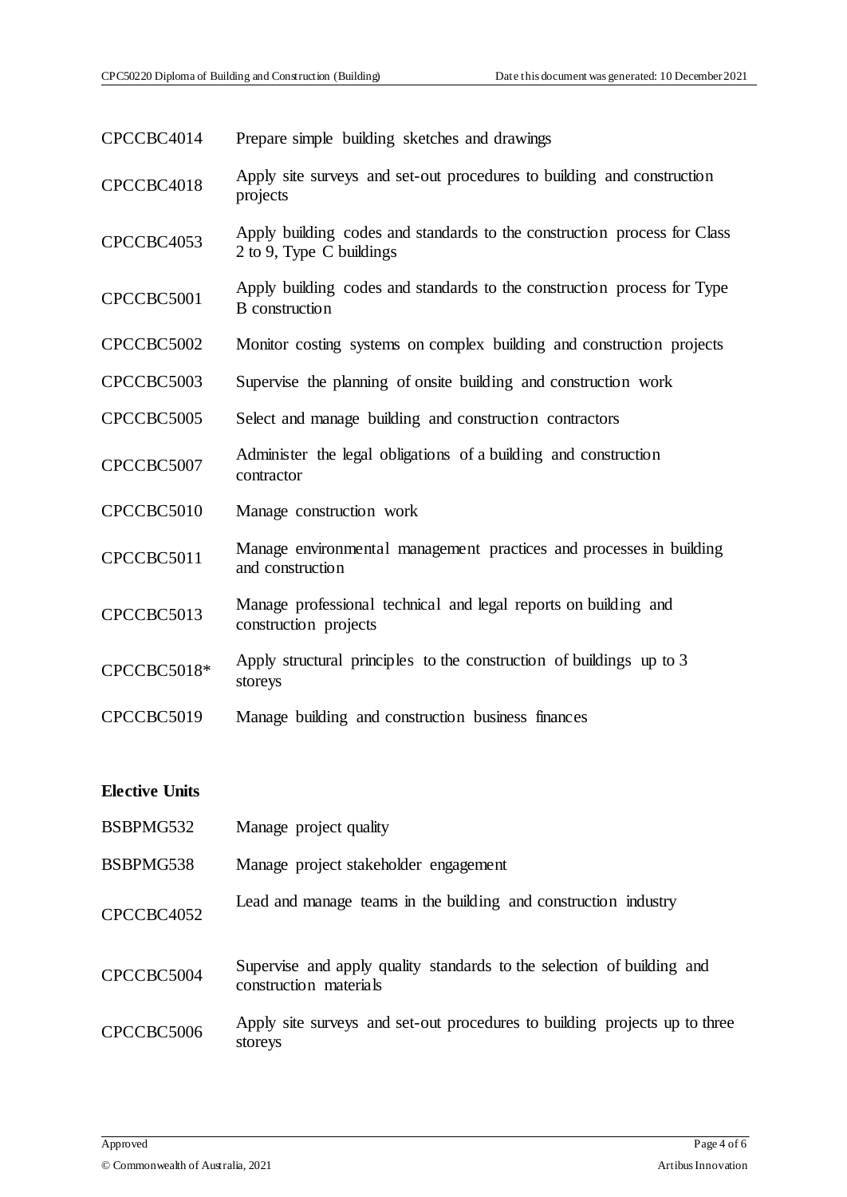| | |
|---|---|
| CPCCBC4014 | Prepare simple building sketches and drawings |
| CPCCBC4018 | Apply site surveys and set-out procedures to building and construction projects |
| CPCCBC4053 | Apply building codes and standards to the construction process for Class 2 to 9, Type C buildings |
| CPCCBC5001 | Apply building codes and standards to the construction process for Type B construction |
| CPCCBC5002 | Monitor costing systems on complex building and construction projects |
| CPCCBC5003 | Supervise the planning of onsite building and construction work |
| CPCCBC5005 | Select and manage building and construction contractors |
| CPCCBC5007 | Administer the legal obligations of a building and construction contractor |
| CPCCBC5010 | Manage construction work |
| CPCCBC5011 | Manage environmental management practices and processes in building and construction |
| CPCCBC5013 | Manage professional technical and legal reports on building and construction projects |
| CPCCBC5018* | Apply structural principles to the construction of buildings up to 3 storeys |
| CPCCBC5019 | Manage building and construction business finances |

**Elective Units**

| | |
|---|---|
| BSBPMG532 | Manage project quality |
| BSBPMG538 | Manage project stakeholder engagement |
| CPCCBC4052 | Lead and manage teams in the building and construction industry |
| CPCCBC5004 | Supervise and apply quality standards to the selection of building and construction materials |
| CPCCBC5006 | Apply site surveys and set-out procedures to building projects up to three storeys |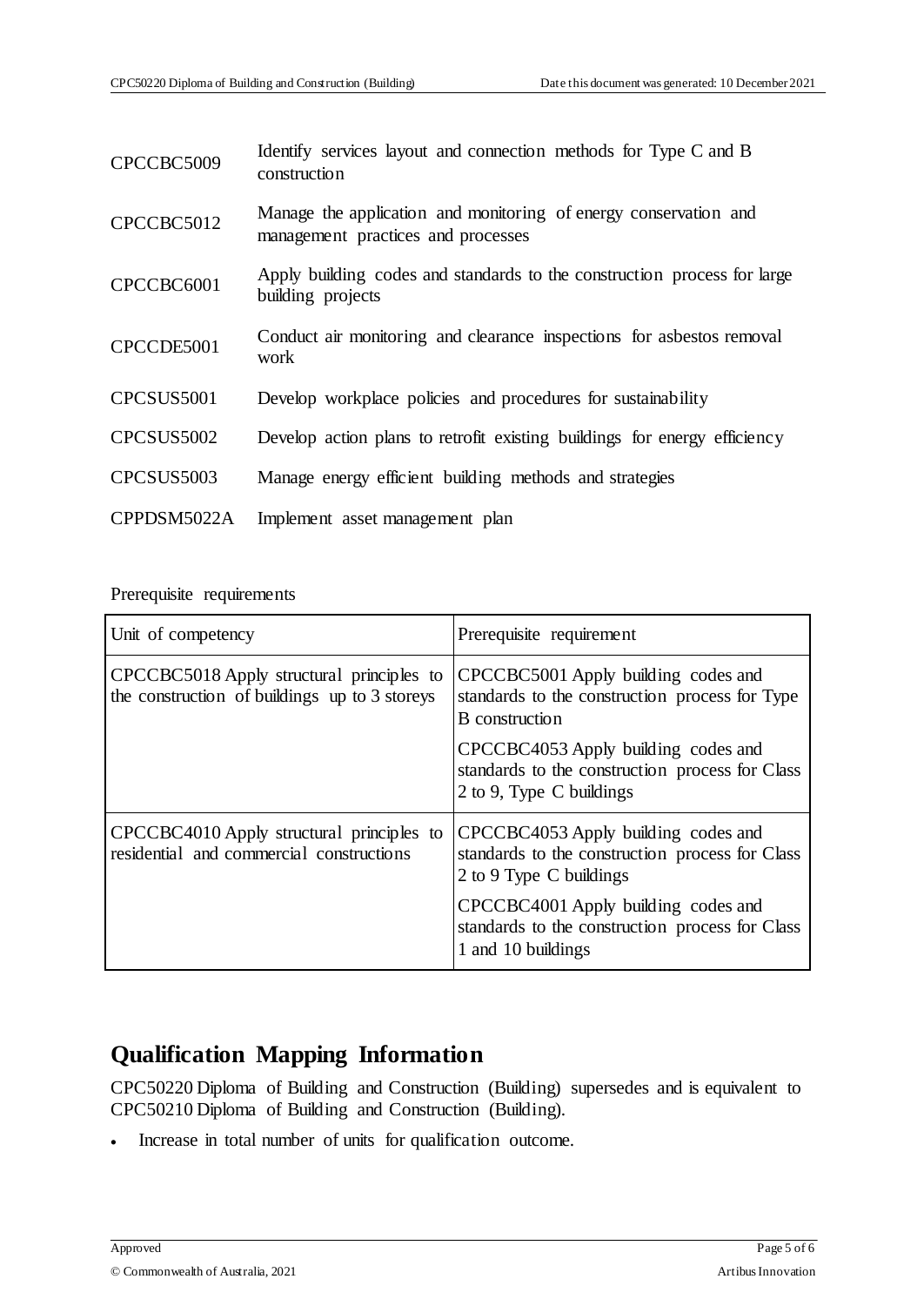| | |
|---|---|
| CPCCBC5009 | Identify services layout and connection methods for Type C and B construction |
| CPCCBC5012 | Manage the application and monitoring of energy conservation and management practices and processes |
| CPCCBC6001 | Apply building codes and standards to the construction process for large building projects |
| CPCCDE5001 | Conduct air monitoring and clearance inspections for asbestos removal work |
| CPCSUS5001 | Develop workplace policies and procedures for sustainability |
| CPCSUS5002 | Develop action plans to retrofit existing buildings for energy efficiency |
| CPCSUS5003 | Manage energy efficient building methods and strategies |
| CPPDSM5022A | Implement asset management plan |

Prerequisite requirements

| Unit of competency | Prerequisite requirement |
|---|---|
| CPCCBC5018 Apply structural principles to the construction of buildings up to 3 storeys | CPCCBC5001 Apply building codes and standards to the construction process for Type B construction |
| | CPCCBC4053 Apply building codes and standards to the construction process for Class 2 to 9, Type C buildings |
| CPCCBC4010 Apply structural principles to residential and commercial constructions | CPCCBC4053 Apply building codes and standards to the construction process for Class 2 to 9 Type C buildings |
| | CPCCBC4001 Apply building codes and standards to the construction process for Class 1 and 10 buildings |

## Qualification Mapping Information

CPC50220 Diploma of Building and Construction (Building) supersedes and is equivalent to CPC50210 Diploma of Building and Construction (Building).

- Increase in total number of units for qualification outcome.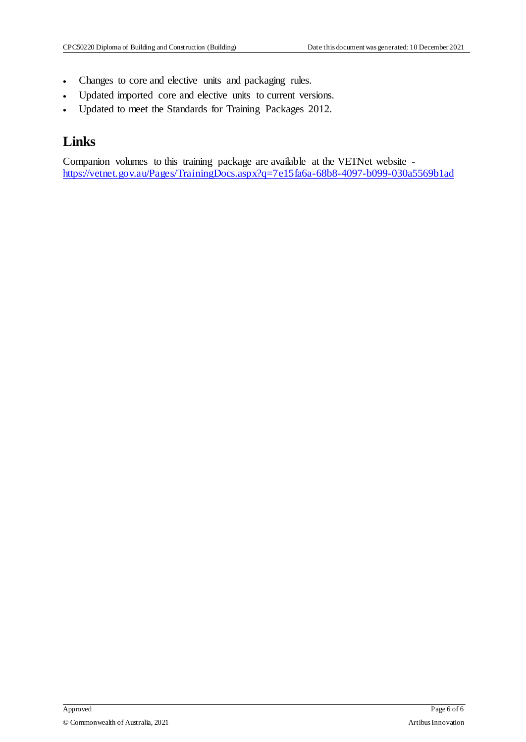- Changes to core and elective units and packaging rules.
- Updated imported core and elective units to current versions.
- Updated to meet the Standards for Training Packages 2012.

## Links

Companion volumes to this training package are available at the VETNet website - https://vetnet.gov.au/Pages/TrainingDocs.aspx?q=7e15fa6a-68b8-4097-b099-030a5569b1ad